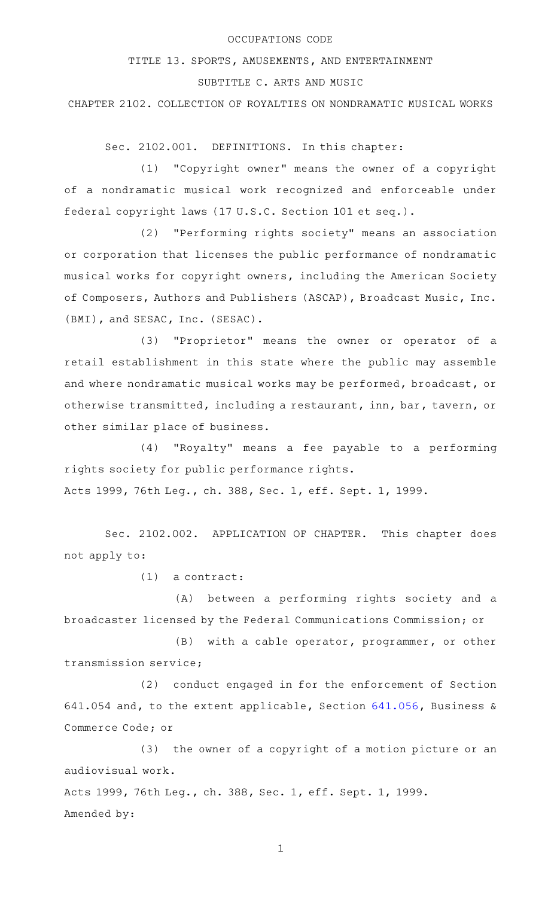OCCUPATIONS CODE

TITLE 13. SPORTS, AMUSEMENTS, AND ENTERTAINMENT

SUBTITLE C. ARTS AND MUSIC

CHAPTER 2102. COLLECTION OF ROYALTIES ON NONDRAMATIC MUSICAL WORKS

Sec. 2102.001. DEFINITIONS. In this chapter:

(1) "Copyright owner" means the owner of a copyright of a nondramatic musical work recognized and enforceable under federal copyright laws (17 U.S.C. Section 101 et seq.).

(2) "Performing rights society" means an association or corporation that licenses the public performance of nondramatic musical works for copyright owners, including the American Society of Composers, Authors and Publishers (ASCAP), Broadcast Music, Inc. (BMI), and SESAC, Inc. (SESAC).

(3) "Proprietor" means the owner or operator of a retail establishment in this state where the public may assemble and where nondramatic musical works may be performed, broadcast, or otherwise transmitted, including a restaurant, inn, bar, tavern, or other similar place of business.

(4) "Royalty" means a fee payable to a performing rights society for public performance rights.

Acts 1999, 76th Leg., ch. 388, Sec. 1, eff. Sept. 1, 1999.

Sec. 2102.002. APPLICATION OF CHAPTER. This chapter does not apply to:

(1) a contract:

(A) between a performing rights society and a broadcaster licensed by the Federal Communications Commission; or

(B) with a cable operator, programmer, or other transmission service;

(2) conduct engaged in for the enforcement of Section 641.054 and, to the extent applicable, Section 641.056, Business & Commerce Code; or

(3) the owner of a copyright of a motion picture or an audiovisual work.

Acts 1999, 76th Leg., ch. 388, Sec. 1, eff. Sept. 1, 1999.

Amended by: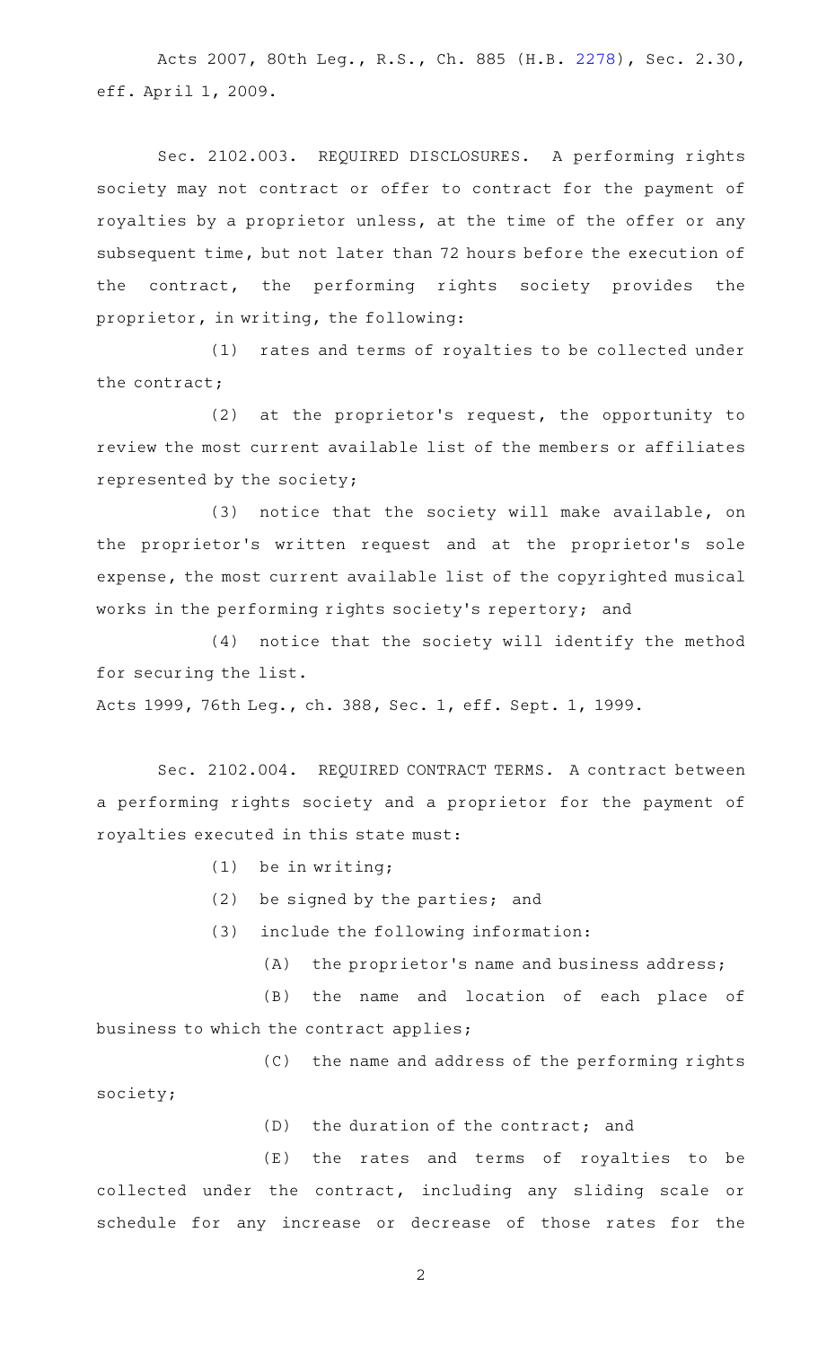Acts 2007, 80th Leg., R.S., Ch. 885 (H.B. 2278), Sec. 2.30, eff. April 1, 2009.

Sec. 2102.003. REQUIRED DISCLOSURES. A performing rights society may not contract or offer to contract for the payment of royalties by a proprietor unless, at the time of the offer or any subsequent time, but not later than 72 hours before the execution of the contract, the performing rights society provides the proprietor, in writing, the following:

(1) rates and terms of royalties to be collected under the contract;

(2) at the proprietor's request, the opportunity to review the most current available list of the members or affiliates represented by the society;

(3) notice that the society will make available, on the proprietor's written request and at the proprietor's sole expense, the most current available list of the copyrighted musical works in the performing rights society's repertory; and

(4) notice that the society will identify the method for securing the list.

Acts 1999, 76th Leg., ch. 388, Sec. 1, eff. Sept. 1, 1999.

Sec. 2102.004. REQUIRED CONTRACT TERMS. A contract between a performing rights society and a proprietor for the payment of royalties executed in this state must:

(1) be in writing;

(2) be signed by the parties; and

(3) include the following information:

(A) the proprietor's name and business address;

(B) the name and location of each place of business to which the contract applies;

(C) the name and address of the performing rights society;

(D) the duration of the contract; and

(E) the rates and terms of royalties to be collected under the contract, including any sliding scale or schedule for any increase or decrease of those rates for the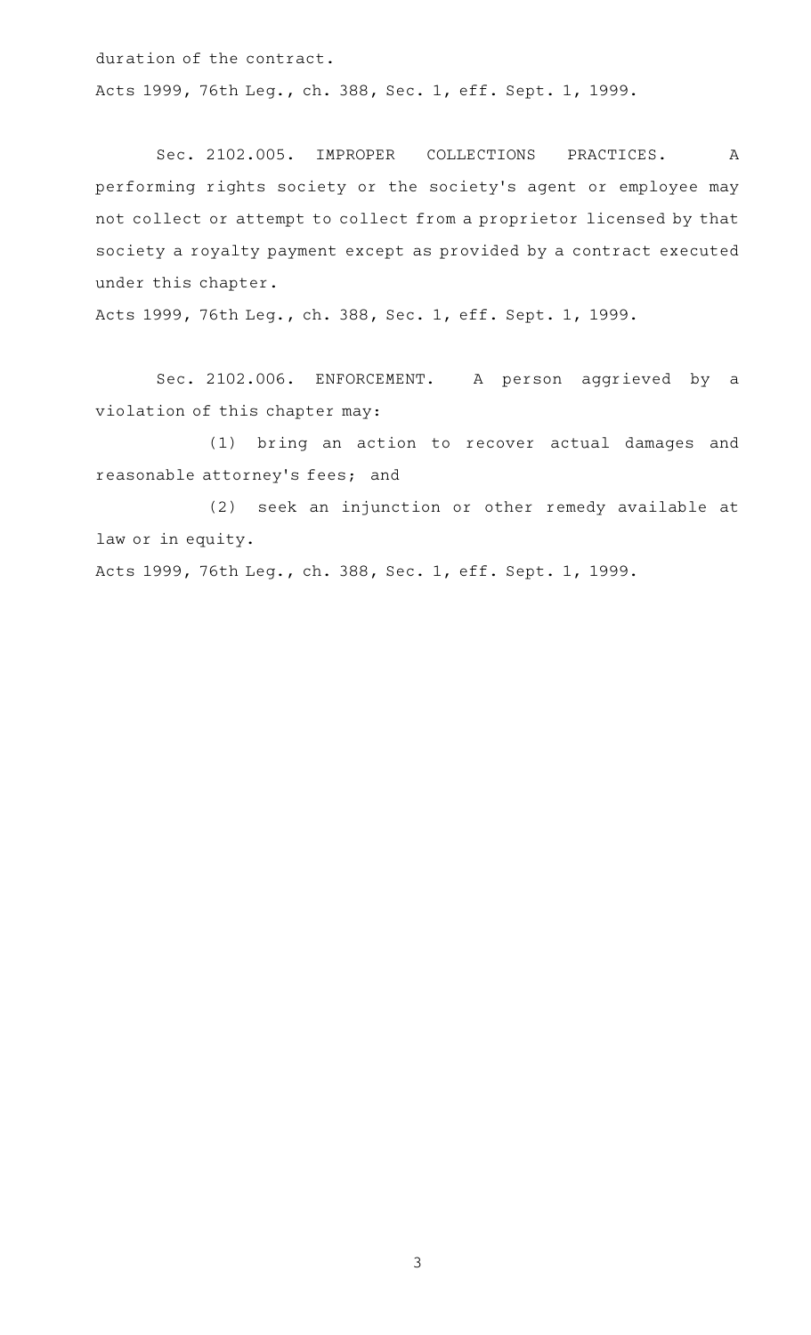duration of the contract.

Acts 1999, 76th Leg., ch. 388, Sec. 1, eff. Sept. 1, 1999.

Sec. 2102.005. IMPROPER COLLECTIONS PRACTICES. A performing rights society or the society's agent or employee may not collect or attempt to collect from a proprietor licensed by that society a royalty payment except as provided by a contract executed under this chapter.

Acts 1999, 76th Leg., ch. 388, Sec. 1, eff. Sept. 1, 1999.

Sec. 2102.006. ENFORCEMENT. A person aggrieved by a violation of this chapter may:

(1) bring an action to recover actual damages and reasonable attorney's fees; and

(2) seek an injunction or other remedy available at law or in equity.

Acts 1999, 76th Leg., ch. 388, Sec. 1, eff. Sept. 1, 1999.